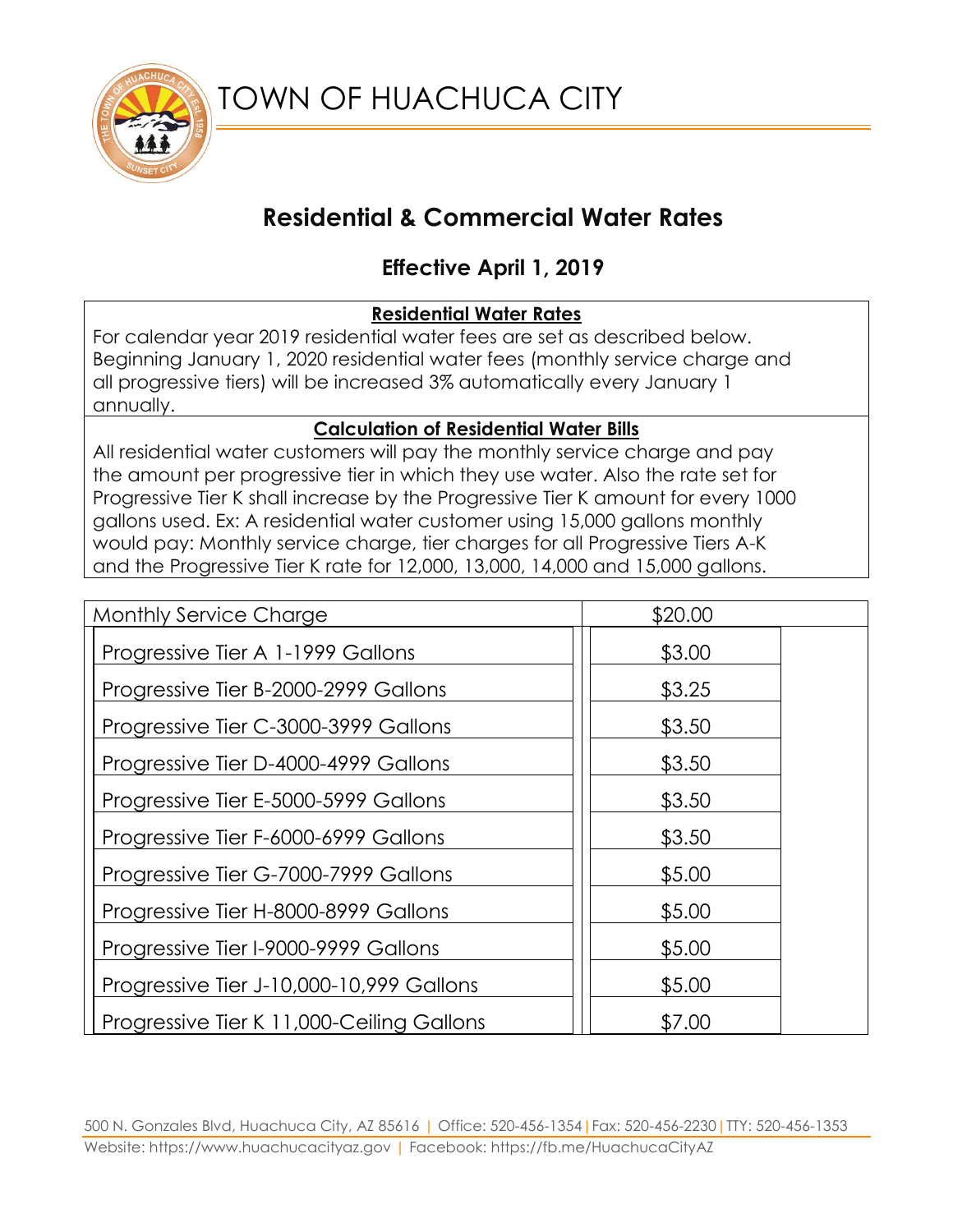# TOWN OF HUACHUCA CITY

## Residential & Commercial Water Rates

### Effective April 1, 2019

**Residential Water Rates**

For calendar year 2019 residential water fees are set as described below. Beginning January 1, 2020 residential water fees (monthly service charge and all progressive tiers) will be increased 3% automatically every January 1 annually.

**Calculation of Residential Water Bills**

All residential water customers will pay the monthly service charge and pay the amount per progressive tier in which they use water. Also the rate set for Progressive Tier K shall increase by the Progressive Tier K amount for every 1000 gallons used. Ex: A residential water customer using 15,000 gallons monthly would pay: Monthly service charge, tier charges for all Progressive Tiers A-K and the Progressive Tier K rate for 12,000, 13,000, 14,000 and 15,000 gallons.

| Monthly Service Charge | $20.00 |
|---|---|
| Progressive Tier A 1-1999 Gallons | $3.00 |
| Progressive Tier B-2000-2999 Gallons | $3.25 |
| Progressive Tier C-3000-3999 Gallons | $3.50 |
| Progressive Tier D-4000-4999 Gallons | $3.50 |
| Progressive Tier E-5000-5999 Gallons | $3.50 |
| Progressive Tier F-6000-6999 Gallons | $3.50 |
| Progressive Tier G-7000-7999 Gallons | $5.00 |
| Progressive Tier H-8000-8999 Gallons | $5.00 |
| Progressive Tier I-9000-9999 Gallons | $5.00 |
| Progressive Tier J-10,000-10,999 Gallons | $5.00 |
| Progressive Tier K 11,000-Ceiling Gallons | $7.00 |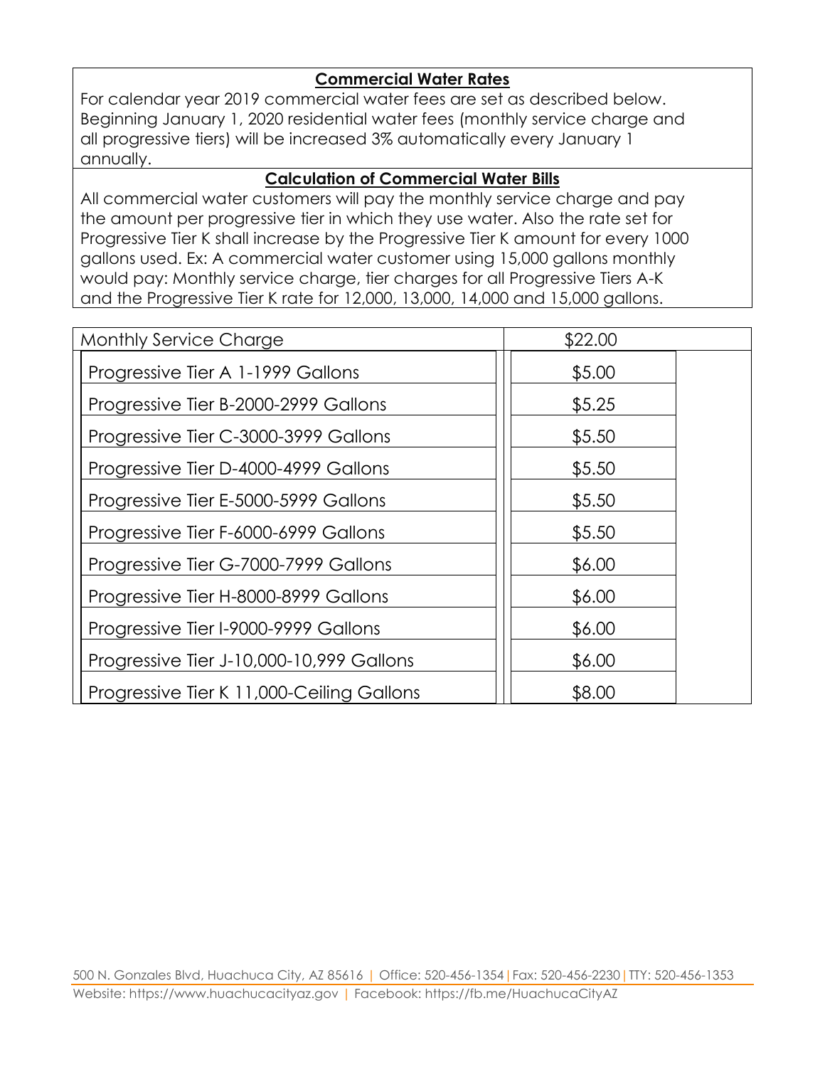## Commercial Water Rates

For calendar year 2019 commercial water fees are set as described below. Beginning January 1, 2020 residential water fees (monthly service charge and all progressive tiers) will be increased 3% automatically every January 1 annually.

## Calculation of Commercial Water Bills

All commercial water customers will pay the monthly service charge and pay the amount per progressive tier in which they use water. Also the rate set for Progressive Tier K shall increase by the Progressive Tier K amount for every 1000 gallons used. Ex: A commercial water customer using 15,000 gallons monthly would pay: Monthly service charge, tier charges for all Progressive Tiers A-K and the Progressive Tier K rate for 12,000, 13,000, 14,000 and 15,000 gallons.

| Monthly Service Charge | $22.00 |
| --- | --- |
| Progressive Tier A 1-1999 Gallons | $5.00 |
| Progressive Tier B-2000-2999 Gallons | $5.25 |
| Progressive Tier C-3000-3999 Gallons | $5.50 |
| Progressive Tier D-4000-4999 Gallons | $5.50 |
| Progressive Tier E-5000-5999 Gallons | $5.50 |
| Progressive Tier F-6000-6999 Gallons | $5.50 |
| Progressive Tier G-7000-7999 Gallons | $6.00 |
| Progressive Tier H-8000-8999 Gallons | $6.00 |
| Progressive Tier I-9000-9999 Gallons | $6.00 |
| Progressive Tier J-10,000-10,999 Gallons | $6.00 |
| Progressive Tier K 11,000-Ceiling Gallons | $8.00 |

500 N. Gonzales Blvd, Huachuca City, AZ 85616 | Office: 520-456-1354 | Fax: 520-456-2230 | TTY: 520-456-1353
Website: https://www.huachucacityaz.gov | Facebook: https://fb.me/HuachucaCityAZ